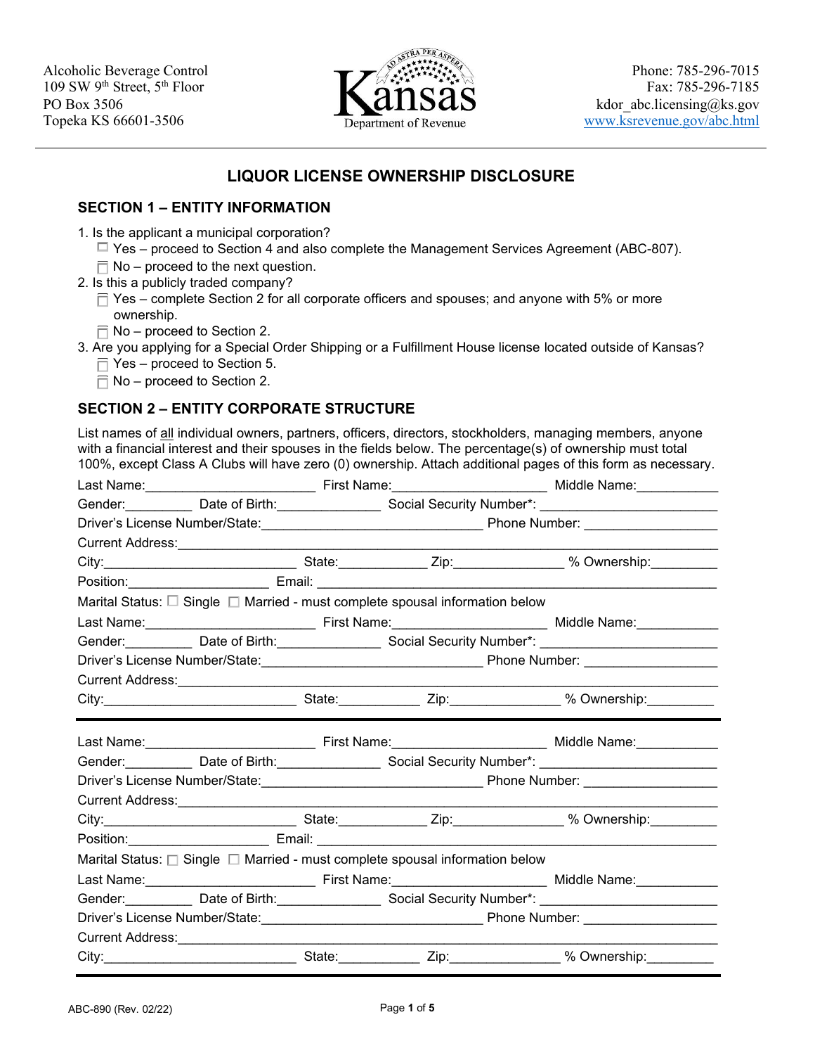Alcoholic Beverage Control
109 SW 9th Street, 5th Floor
PO Box 3506
Topeka KS 66601-3506

Kansas Department of Revenue

Phone: 785-296-7015
Fax: 785-296-7185
kdor_abc.licensing@ks.gov
www.ksrevenue.gov/abc.html

# LIQUOR LICENSE OWNERSHIP DISCLOSURE

## SECTION 1 – ENTITY INFORMATION

1. Is the applicant a municipal corporation?
   - ☐ Yes – proceed to Section 4 and also complete the Management Services Agreement (ABC-807).
   - ☐ No – proceed to the next question.
2. Is this a publicly traded company?
   - ☐ Yes – complete Section 2 for all corporate officers and spouses; and anyone with 5% or more ownership.
   - ☐ No – proceed to Section 2.
3. Are you applying for a Special Order Shipping or a Fulfillment House license located outside of Kansas?
   - ☐ Yes – proceed to Section 5.
   - ☐ No – proceed to Section 2.

## SECTION 2 – ENTITY CORPORATE STRUCTURE

List names of all individual owners, partners, officers, directors, stockholders, managing members, anyone with a financial interest and their spouses in the fields below. The percentage(s) of ownership must total 100%, except Class A Clubs will have zero (0) ownership. Attach additional pages of this form as necessary.

Last Name:_______________________ First Name:_____________________ Middle Name:___________
Gender:_________ Date of Birth:______________ Social Security Number*: _______________________
Driver's License Number/State:______________________________ Phone Number: _________________
Current Address:_____________________________________________________________________
City:__________________________ State:___________ Zip:______________ % Ownership:_________
Position:___________________ Email: _____________________________________________________
Marital Status: ☐ Single ☐ Married - must complete spousal information below
Last Name:_______________________ First Name:_____________________ Middle Name:___________
Gender:_________ Date of Birth:______________ Social Security Number*: _______________________
Driver's License Number/State:______________________________ Phone Number: _________________
Current Address:_____________________________________________________________________
City:__________________________ State:___________ Zip:______________ % Ownership:_________

---

Last Name:_______________________ First Name:_____________________ Middle Name:___________
Gender:_________ Date of Birth:______________ Social Security Number*: _______________________
Driver's License Number/State:______________________________ Phone Number: _________________
Current Address:_____________________________________________________________________
City:__________________________ State:___________ Zip:______________ % Ownership:_________
Position:___________________ Email: _____________________________________________________
Marital Status: ☐ Single ☐ Married - must complete spousal information below
Last Name:_______________________ First Name:_____________________ Middle Name:___________
Gender:_________ Date of Birth:______________ Social Security Number*: _______________________
Driver's License Number/State:______________________________ Phone Number: _________________
Current Address:_____________________________________________________________________
City:__________________________ State:___________ Zip:______________ % Ownership:_________

---

ABC-890 (Rev. 02/22)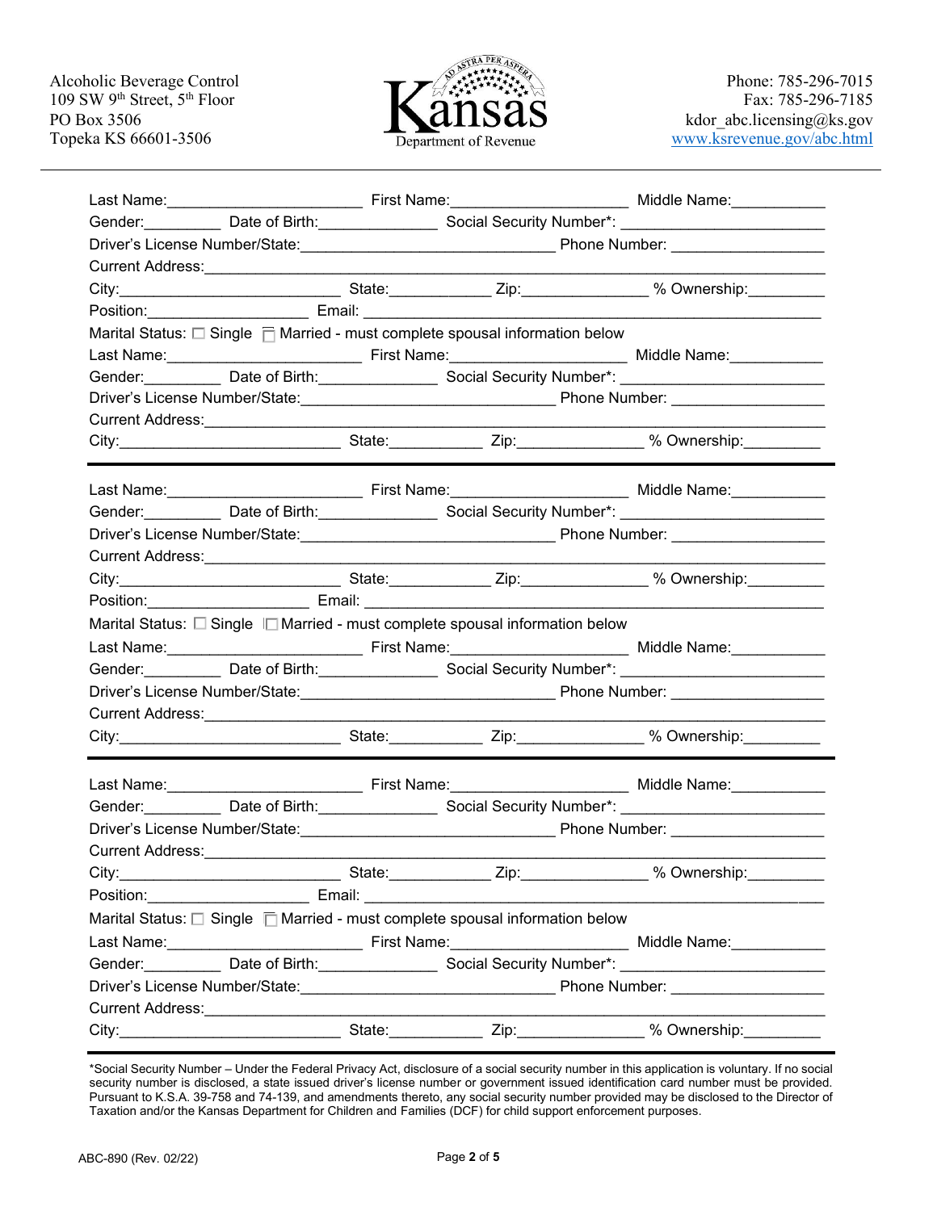Alcoholic Beverage Control
109 SW 9th Street, 5th Floor
PO Box 3506
Topeka KS 66601-3506

Kansas Department of Revenue

Phone: 785-296-7015
Fax: 785-296-7185
kdor_abc.licensing@ks.gov
www.ksrevenue.gov/abc.html

---

Last Name:______________________ First Name:____________________ Middle Name:___________

Gender:_________ Date of Birth:______________ Social Security Number*: _______________________

Driver's License Number/State:_____________________________ Phone Number: _________________

Current Address:_________________________________________________________________________

City:_________________________ State:___________ Zip:______________ % Ownership:_________

Position:__________________ Email: ____________________________________________________

Marital Status: ☐ Single ☐ Married - must complete spousal information below

Last Name:______________________ First Name:____________________ Middle Name:___________

Gender:_________ Date of Birth:______________ Social Security Number*: _______________________

Driver's License Number/State:_____________________________ Phone Number: _________________

Current Address:_________________________________________________________________________

City:_________________________ State:___________ Zip:______________ % Ownership:_________

---

Last Name:______________________ First Name:____________________ Middle Name:___________

Gender:_________ Date of Birth:______________ Social Security Number*: _______________________

Driver's License Number/State:_____________________________ Phone Number: _________________

Current Address:_________________________________________________________________________

City:_________________________ State:___________ Zip:______________ % Ownership:_________

Position:__________________ Email: ____________________________________________________

Marital Status: ☐ Single ☐ Married - must complete spousal information below

Last Name:______________________ First Name:____________________ Middle Name:___________

Gender:_________ Date of Birth:______________ Social Security Number*: _______________________

Driver's License Number/State:_____________________________ Phone Number: _________________

Current Address:_________________________________________________________________________

City:_________________________ State:___________ Zip:______________ % Ownership:_________

---

Last Name:______________________ First Name:____________________ Middle Name:___________

Gender:_________ Date of Birth:______________ Social Security Number*: _______________________

Driver's License Number/State:_____________________________ Phone Number: _________________

Current Address:_________________________________________________________________________

City:_________________________ State:___________ Zip:______________ % Ownership:_________

Position:__________________ Email: ____________________________________________________

Marital Status: ☐ Single ☐ Married - must complete spousal information below

Last Name:______________________ First Name:____________________ Middle Name:___________

Gender:_________ Date of Birth:______________ Social Security Number*: _______________________

Driver's License Number/State:_____________________________ Phone Number: _________________

Current Address:_________________________________________________________________________

City:_________________________ State:___________ Zip:______________ % Ownership:_________

---

*Social Security Number – Under the Federal Privacy Act, disclosure of a social security number in this application is voluntary. If no social security number is disclosed, a state issued driver's license number or government issued identification card number must be provided. Pursuant to K.S.A. 39-758 and 74-139, and amendments thereto, any social security number provided may be disclosed to the Director of Taxation and/or the Kansas Department for Children and Families (DCF) for child support enforcement purposes.

ABC-890 (Rev. 02/22)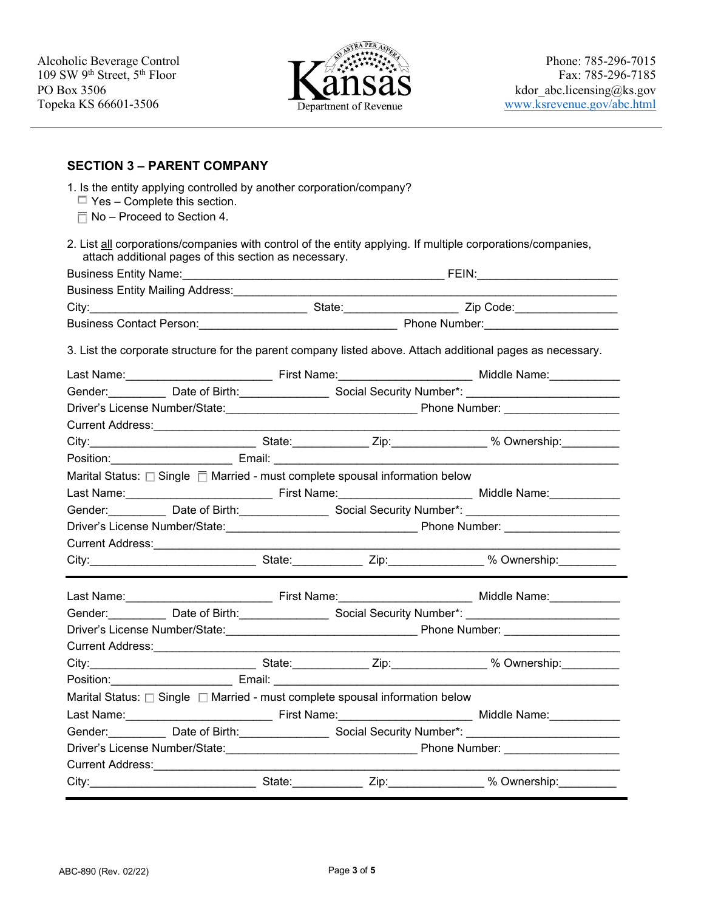Alcoholic Beverage Control
109 SW 9th Street, 5th Floor
PO Box 3506
Topeka KS 66601-3506

Kansas Department of Revenue

Phone: 785-296-7015
Fax: 785-296-7185
kdor_abc.licensing@ks.gov
www.ksrevenue.gov/abc.html

## SECTION 3 – PARENT COMPANY

1. Is the entity applying controlled by another corporation/company?
   - ☐ Yes – Complete this section.
   - ☐ No – Proceed to Section 4.

2. List all corporations/companies with control of the entity applying. If multiple corporations/companies, attach additional pages of this section as necessary.

Business Entity Name:________________________________________ FEIN:_____________________

Business Entity Mailing Address:________________________________________________________

City:__________________________________ State:_________________ Zip Code:_______________

Business Contact Person:_____________________________ Phone Number:____________________

3. List the corporate structure for the parent company listed above. Attach additional pages as necessary.

Last Name:______________________ First Name:____________________ Middle Name:___________

Gender:_________ Date of Birth:_____________ Social Security Number*: _______________________

Driver's License Number/State:_____________________________ Phone Number: _________________

Current Address:_____________________________________________________________________

City:_________________________ State:___________ Zip:______________ % Ownership:_________

Position:__________________ Email: ____________________________________________________

Marital Status: ☐ Single ☐ Married - must complete spousal information below

Last Name:______________________ First Name:____________________ Middle Name:___________

Gender:_________ Date of Birth:_____________ Social Security Number*: _______________________

Driver's License Number/State:_____________________________ Phone Number: _________________

Current Address:_____________________________________________________________________

City:_________________________ State:___________ Zip:______________ % Ownership:_________

---

Last Name:______________________ First Name:____________________ Middle Name:___________

Gender:_________ Date of Birth:_____________ Social Security Number*: _______________________

Driver's License Number/State:_____________________________ Phone Number: _________________

Current Address:_____________________________________________________________________

City:_________________________ State:___________ Zip:______________ % Ownership:_________

Position:__________________ Email: ____________________________________________________

Marital Status: ☐ Single ☐ Married - must complete spousal information below

Last Name:______________________ First Name:____________________ Middle Name:___________

Gender:_________ Date of Birth:_____________ Social Security Number*: _______________________

Driver's License Number/State:_____________________________ Phone Number: _________________

Current Address:_____________________________________________________________________

City:_________________________ State:___________ Zip:______________ % Ownership:_________

---

ABC-890 (Rev. 02/22)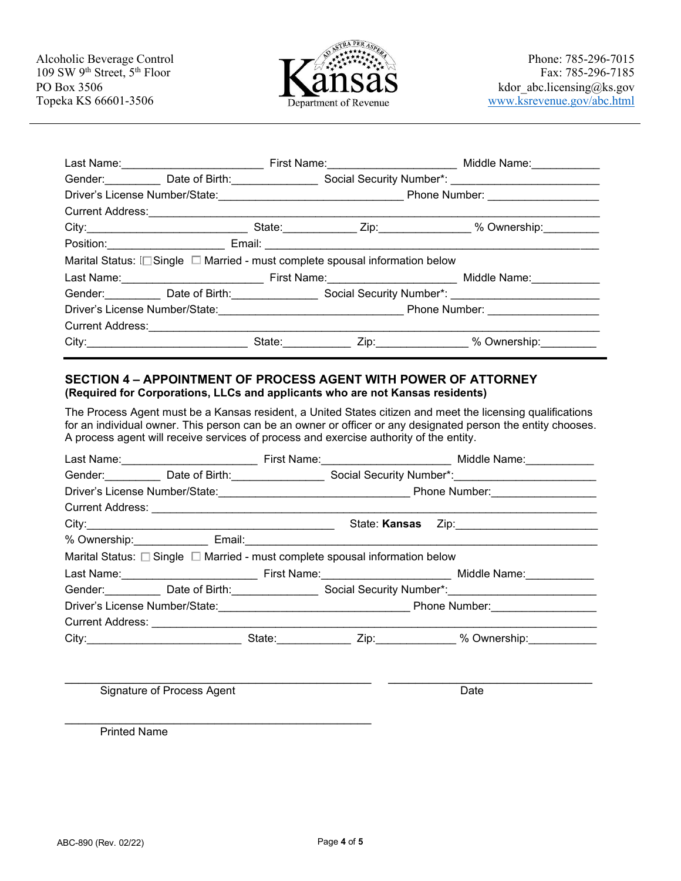Alcoholic Beverage Control
109 SW 9th Street, 5th Floor
PO Box 3506
Topeka KS 66601-3506

Kansas Department of Revenue

Phone: 785-296-7015
Fax: 785-296-7185
kdor_abc.licensing@ks.gov
www.ksrevenue.gov/abc.html

---

Last Name:_______________________ First Name:_____________________ Middle Name:___________

Gender:_________ Date of Birth:______________ Social Security Number*: ________________________

Driver's License Number/State:______________________________ Phone Number: _________________

Current Address:_____________________________________________________________________

City:___________________________ State:___________ Zip:______________ % Ownership:_________

Position:___________________ Email: _________________________________________________

Marital Status: ☐ Single ☐ Married - must complete spousal information below

Last Name:_______________________ First Name:_____________________ Middle Name:___________

Gender:_________ Date of Birth:______________ Social Security Number*: ________________________

Driver's License Number/State:______________________________ Phone Number: _________________

Current Address:_____________________________________________________________________

City:___________________________ State:___________ Zip:______________ % Ownership:_________

## SECTION 4 – APPOINTMENT OF PROCESS AGENT WITH POWER OF ATTORNEY

**(Required for Corporations, LLCs and applicants who are not Kansas residents)**

The Process Agent must be a Kansas resident, a United States citizen and meet the licensing qualifications for an individual owner. This person can be an owner or officer or any designated person the entity chooses. A process agent will receive services of process and exercise authority of the entity.

Last Name:______________________ First Name:_____________________ Middle Name:___________

Gender:_________ Date of Birth:_______________ Social Security Number*:_______________________

Driver's License Number/State:_______________________________ Phone Number:_________________

Current Address: _____________________________________________________________________

City:__________________________________________ State: **Kansas** Zip:______________________

% Ownership:____________ Email:_______________________________________________________

Marital Status: ☐ Single ☐ Married - must complete spousal information below

Last Name:______________________ First Name:_____________________ Middle Name:___________

Gender:_________ Date of Birth:______________ Social Security Number*:________________________

Driver's License Number/State:_______________________________ Phone Number:_________________

Current Address: _____________________________________________________________________

City:_________________________ State:____________ Zip:_____________ % Ownership:___________

_______________________________________________ ________________________________

Signature of Process Agent Date

_______________________________________________

Printed Name

ABC-890 (Rev. 02/22)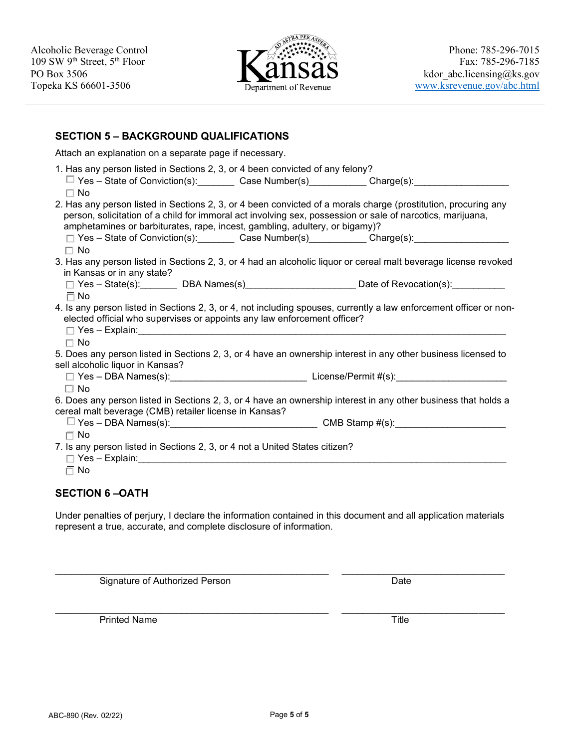Alcoholic Beverage Control
109 SW 9th Street, 5th Floor
PO Box 3506
Topeka KS 66601-3506

Kansas Department of Revenue

Phone: 785-296-7015
Fax: 785-296-7185
kdor_abc.licensing@ks.gov
www.ksrevenue.gov/abc.html

## SECTION 5 – BACKGROUND QUALIFICATIONS

Attach an explanation on a separate page if necessary.

1. Has any person listed in Sections 2, 3, or 4 been convicted of any felony?
   ☐ Yes – State of Conviction(s):_______ Case Number(s)___________ Charge(s):__________________
   ☐ No
2. Has any person listed in Sections 2, 3, or 4 been convicted of a morals charge (prostitution, procuring any person, solicitation of a child for immoral act involving sex, possession or sale of narcotics, marijuana, amphetamines or barbiturates, rape, incest, gambling, adultery, or bigamy)?
   ☐ Yes – State of Conviction(s):_______ Case Number(s)___________ Charge(s):__________________
   ☐ No
3. Has any person listed in Sections 2, 3, or 4 had an alcoholic liquor or cereal malt beverage license revoked in Kansas or in any state?
   ☐ Yes – State(s):_______ DBA Names(s)_____________________ Date of Revocation(s):__________
   ☐ No
4. Is any person listed in Sections 2, 3, or 4, not including spouses, currently a law enforcement officer or non-elected official who supervises or appoints any law enforcement officer?
   ☐ Yes – Explain:___________________________________________________________________________
   ☐ No
5. Does any person listed in Sections 2, 3, or 4 have an ownership interest in any other business licensed to sell alcoholic liquor in Kansas?
   ☐ Yes – DBA Names(s):__________________________ License/Permit #(s):_____________________
   ☐ No
6. Does any person listed in Sections 2, 3, or 4 have an ownership interest in any other business that holds a cereal malt beverage (CMB) retailer license in Kansas?
   ☐ Yes – DBA Names(s):____________________________ CMB Stamp #(s):_____________________
   ☐ No
7. Is any person listed in Sections 2, 3, or 4 not a United States citizen?
   ☐ Yes – Explain:___________________________________________________________________________
   ☐ No

## SECTION 6 –OATH

Under penalties of perjury, I declare the information contained in this document and all application materials represent a true, accurate, and complete disclosure of information.

_____________________________________________________ ______________________________
Signature of Authorized Person Date

_____________________________________________________ ______________________________
Printed Name Title

ABC-890 (Rev. 02/22)